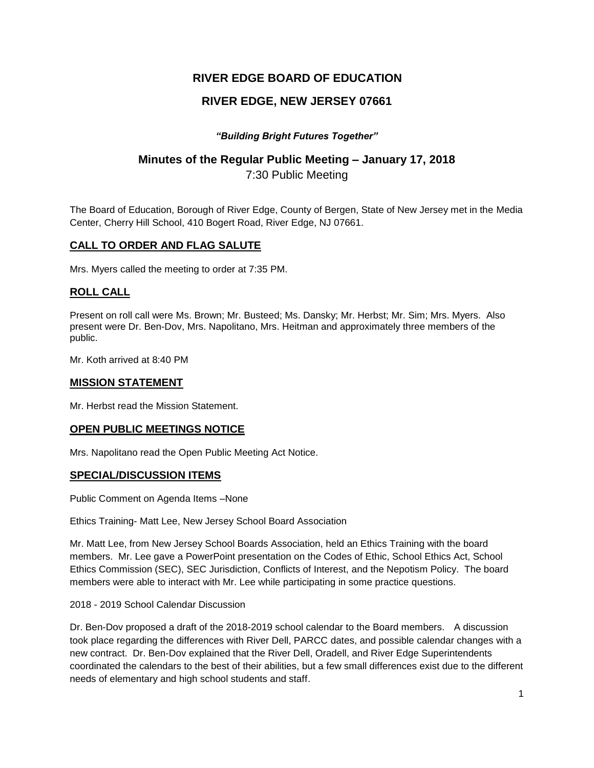# RIVER EDGE BOARD OF EDUCATION

## RIVER EDGE, NEW JERSEY 07661

***"Building Bright Futures Together"***

## Minutes of the Regular Public Meeting – January 17, 2018

7:30 Public Meeting

The Board of Education, Borough of River Edge, County of Bergen, State of New Jersey met in the Media Center, Cherry Hill School, 410 Bogert Road, River Edge, NJ 07661.

### CALL TO ORDER AND FLAG SALUTE

Mrs. Myers called the meeting to order at 7:35 PM.

### ROLL CALL

Present on roll call were Ms. Brown; Mr. Busteed; Ms. Dansky; Mr. Herbst; Mr. Sim; Mrs. Myers. Also present were Dr. Ben-Dov, Mrs. Napolitano, Mrs. Heitman and approximately three members of the public.

Mr. Koth arrived at 8:40 PM

### MISSION STATEMENT

Mr. Herbst read the Mission Statement.

### OPEN PUBLIC MEETINGS NOTICE

Mrs. Napolitano read the Open Public Meeting Act Notice.

### SPECIAL/DISCUSSION ITEMS

Public Comment on Agenda Items –None

Ethics Training- Matt Lee, New Jersey School Board Association

Mr. Matt Lee, from New Jersey School Boards Association, held an Ethics Training with the board members. Mr. Lee gave a PowerPoint presentation on the Codes of Ethic, School Ethics Act, School Ethics Commission (SEC), SEC Jurisdiction, Conflicts of Interest, and the Nepotism Policy. The board members were able to interact with Mr. Lee while participating in some practice questions.

2018 - 2019 School Calendar Discussion

Dr. Ben-Dov proposed a draft of the 2018-2019 school calendar to the Board members. A discussion took place regarding the differences with River Dell, PARCC dates, and possible calendar changes with a new contract. Dr. Ben-Dov explained that the River Dell, Oradell, and River Edge Superintendents coordinated the calendars to the best of their abilities, but a few small differences exist due to the different needs of elementary and high school students and staff.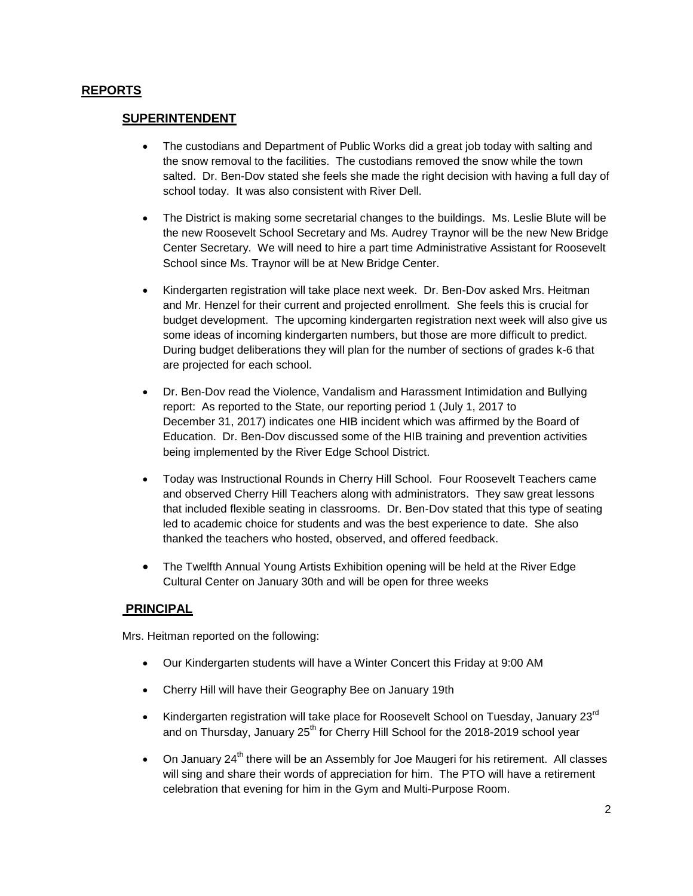## REPORTS

### SUPERINTENDENT

- The custodians and Department of Public Works did a great job today with salting and the snow removal to the facilities. The custodians removed the snow while the town salted. Dr. Ben-Dov stated she feels she made the right decision with having a full day of school today. It was also consistent with River Dell.

- The District is making some secretarial changes to the buildings. Ms. Leslie Blute will be the new Roosevelt School Secretary and Ms. Audrey Traynor will be the new New Bridge Center Secretary. We will need to hire a part time Administrative Assistant for Roosevelt School since Ms. Traynor will be at New Bridge Center.

- Kindergarten registration will take place next week. Dr. Ben-Dov asked Mrs. Heitman and Mr. Henzel for their current and projected enrollment. She feels this is crucial for budget development. The upcoming kindergarten registration next week will also give us some ideas of incoming kindergarten numbers, but those are more difficult to predict. During budget deliberations they will plan for the number of sections of grades k-6 that are projected for each school.

- Dr. Ben-Dov read the Violence, Vandalism and Harassment Intimidation and Bullying report: As reported to the State, our reporting period 1 (July 1, 2017 to December 31, 2017) indicates one HIB incident which was affirmed by the Board of Education. Dr. Ben-Dov discussed some of the HIB training and prevention activities being implemented by the River Edge School District.

- Today was Instructional Rounds in Cherry Hill School. Four Roosevelt Teachers came and observed Cherry Hill Teachers along with administrators. They saw great lessons that included flexible seating in classrooms. Dr. Ben-Dov stated that this type of seating led to academic choice for students and was the best experience to date. She also thanked the teachers who hosted, observed, and offered feedback.

- The Twelfth Annual Young Artists Exhibition opening will be held at the River Edge Cultural Center on January 30th and will be open for three weeks

### PRINCIPAL

Mrs. Heitman reported on the following:

- Our Kindergarten students will have a Winter Concert this Friday at 9:00 AM

- Cherry Hill will have their Geography Bee on January 19th

- Kindergarten registration will take place for Roosevelt School on Tuesday, January 23rd and on Thursday, January 25th for Cherry Hill School for the 2018-2019 school year

- On January 24th there will be an Assembly for Joe Maugeri for his retirement. All classes will sing and share their words of appreciation for him. The PTO will have a retirement celebration that evening for him in the Gym and Multi-Purpose Room.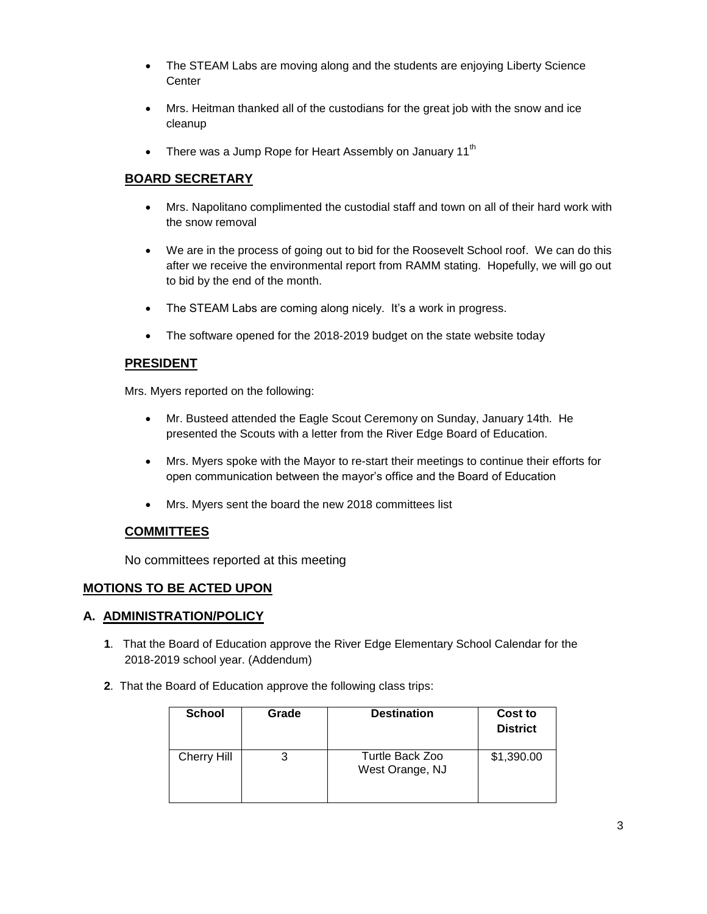- The STEAM Labs are moving along and the students are enjoying Liberty Science Center
- Mrs. Heitman thanked all of the custodians for the great job with the snow and ice cleanup
- There was a Jump Rope for Heart Assembly on January 11th

## BOARD SECRETARY

- Mrs. Napolitano complimented the custodial staff and town on all of their hard work with the snow removal
- We are in the process of going out to bid for the Roosevelt School roof. We can do this after we receive the environmental report from RAMM stating. Hopefully, we will go out to bid by the end of the month.
- The STEAM Labs are coming along nicely. It's a work in progress.
- The software opened for the 2018-2019 budget on the state website today

## PRESIDENT

Mrs. Myers reported on the following:

- Mr. Busteed attended the Eagle Scout Ceremony on Sunday, January 14th. He presented the Scouts with a letter from the River Edge Board of Education.
- Mrs. Myers spoke with the Mayor to re-start their meetings to continue their efforts for open communication between the mayor's office and the Board of Education
- Mrs. Myers sent the board the new 2018 committees list

## COMMITTEES

No committees reported at this meeting

## MOTIONS TO BE ACTED UPON

## A. ADMINISTRATION/POLICY

**1**. That the Board of Education approve the River Edge Elementary School Calendar for the 2018-2019 school year. (Addendum)

**2**. That the Board of Education approve the following class trips:

| School | Grade | Destination | Cost to District |
|---|---|---|---|
| Cherry Hill | 3 | Turtle Back Zoo West Orange, NJ | $1,390.00 |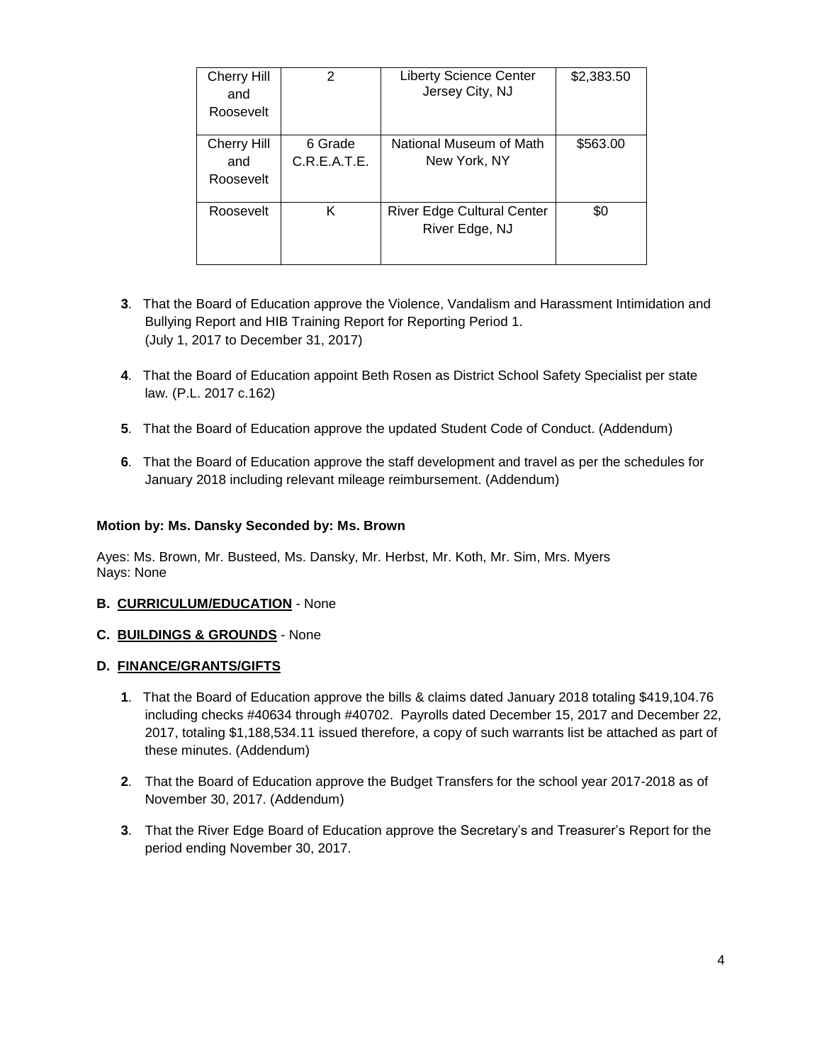| Cherry Hill and Roosevelt | 2 | Liberty Science Center Jersey City, NJ | $2,383.50 |
|---|---|---|---|
| Cherry Hill and Roosevelt | 6 Grade C.R.E.A.T.E. | National Museum of Math New York, NY | $563.00 |
| Roosevelt | K | River Edge Cultural Center River Edge, NJ | $0 |

**3**. That the Board of Education approve the Violence, Vandalism and Harassment Intimidation and Bullying Report and HIB Training Report for Reporting Period 1. (July 1, 2017 to December 31, 2017)

**4**. That the Board of Education appoint Beth Rosen as District School Safety Specialist per state law. (P.L. 2017 c.162)

**5**. That the Board of Education approve the updated Student Code of Conduct. (Addendum)

**6**. That the Board of Education approve the staff development and travel as per the schedules for January 2018 including relevant mileage reimbursement. (Addendum)

**Motion by: Ms. Dansky Seconded by: Ms. Brown**

Ayes: Ms. Brown, Mr. Busteed, Ms. Dansky, Mr. Herbst, Mr. Koth, Mr. Sim, Mrs. Myers
Nays: None

**B. <u>CURRICULUM/EDUCATION</u>** - None

**C. <u>BUILDINGS & GROUNDS</u>** - None

**D. <u>FINANCE/GRANTS/GIFTS</u>**

**1**. That the Board of Education approve the bills & claims dated January 2018 totaling $419,104.76 including checks #40634 through #40702. Payrolls dated December 15, 2017 and December 22, 2017, totaling $1,188,534.11 issued therefore, a copy of such warrants list be attached as part of these minutes. (Addendum)

**2**. That the Board of Education approve the Budget Transfers for the school year 2017-2018 as of November 30, 2017. (Addendum)

**3**. That the River Edge Board of Education approve the Secretary's and Treasurer's Report for the period ending November 30, 2017.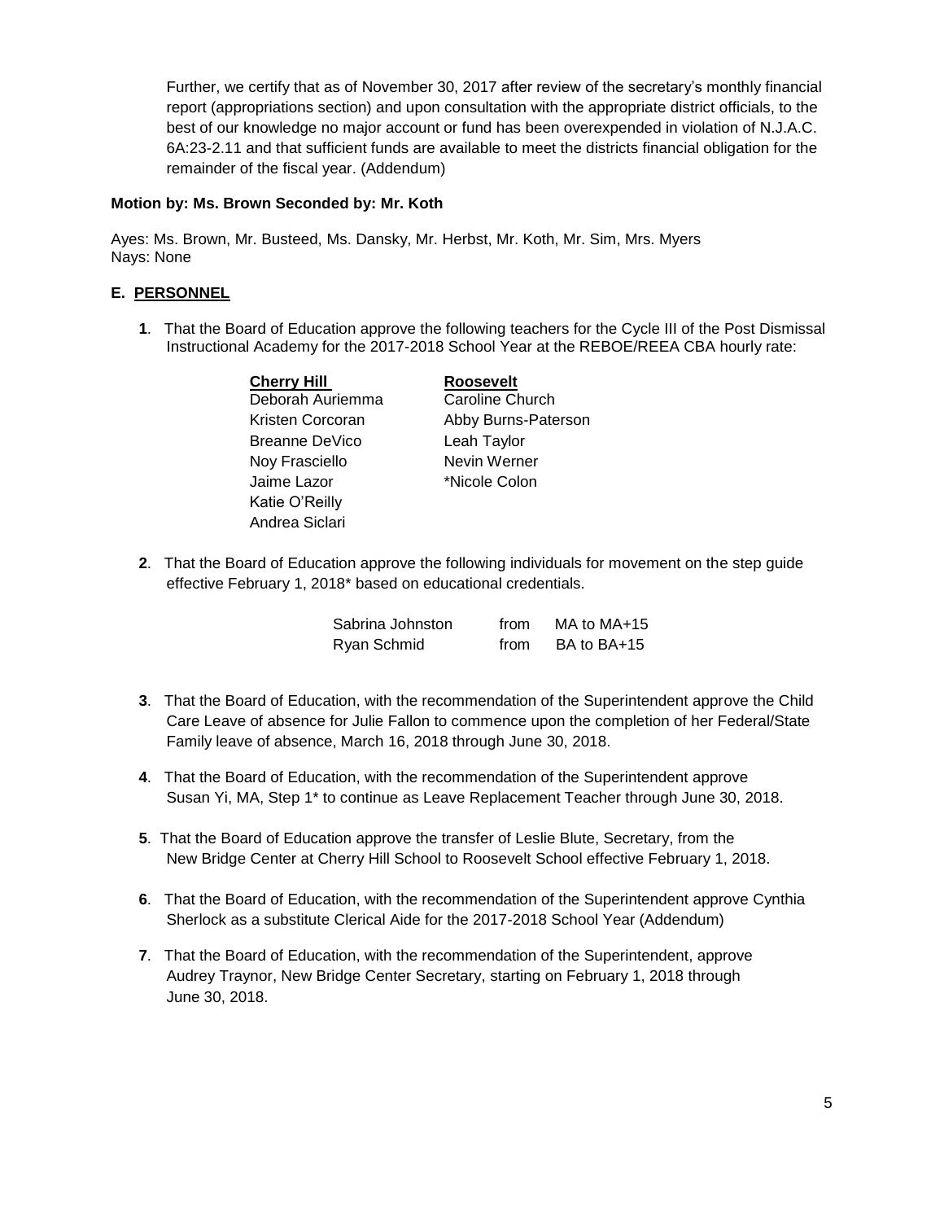Further, we certify that as of November 30, 2017 after review of the secretary's monthly financial report (appropriations section) and upon consultation with the appropriate district officials, to the best of our knowledge no major account or fund has been overexpended in violation of N.J.A.C. 6A:23-2.11 and that sufficient funds are available to meet the districts financial obligation for the remainder of the fiscal year. (Addendum)

**Motion by: Ms. Brown Seconded by: Mr. Koth**

Ayes: Ms. Brown, Mr. Busteed, Ms. Dansky, Mr. Herbst, Mr. Koth, Mr. Sim, Mrs. Myers
Nays: None

## E. PERSONNEL

**1**. That the Board of Education approve the following teachers for the Cycle III of the Post Dismissal Instructional Academy for the 2017-2018 School Year at the REBOE/REEA CBA hourly rate:

| Cherry Hill | Roosevelt |
|---|---|
| Deborah Auriemma | Caroline Church |
| Kristen Corcoran | Abby Burns-Paterson |
| Breanne DeVico | Leah Taylor |
| Noy Frasciello | Nevin Werner |
| Jaime Lazor | *Nicole Colon |
| Katie O'Reilly | |
| Andrea Siclari | |

**2**. That the Board of Education approve the following individuals for movement on the step guide effective February 1, 2018* based on educational credentials.

| | | |
|---|---|---|
| Sabrina Johnston | from | MA to MA+15 |
| Ryan Schmid | from | BA to BA+15 |

**3**. That the Board of Education, with the recommendation of the Superintendent approve the Child Care Leave of absence for Julie Fallon to commence upon the completion of her Federal/State Family leave of absence, March 16, 2018 through June 30, 2018.

**4**. That the Board of Education, with the recommendation of the Superintendent approve Susan Yi, MA, Step 1* to continue as Leave Replacement Teacher through June 30, 2018.

**5**. That the Board of Education approve the transfer of Leslie Blute, Secretary, from the New Bridge Center at Cherry Hill School to Roosevelt School effective February 1, 2018.

**6**. That the Board of Education, with the recommendation of the Superintendent approve Cynthia Sherlock as a substitute Clerical Aide for the 2017-2018 School Year (Addendum)

**7**. That the Board of Education, with the recommendation of the Superintendent, approve Audrey Traynor, New Bridge Center Secretary, starting on February 1, 2018 through June 30, 2018.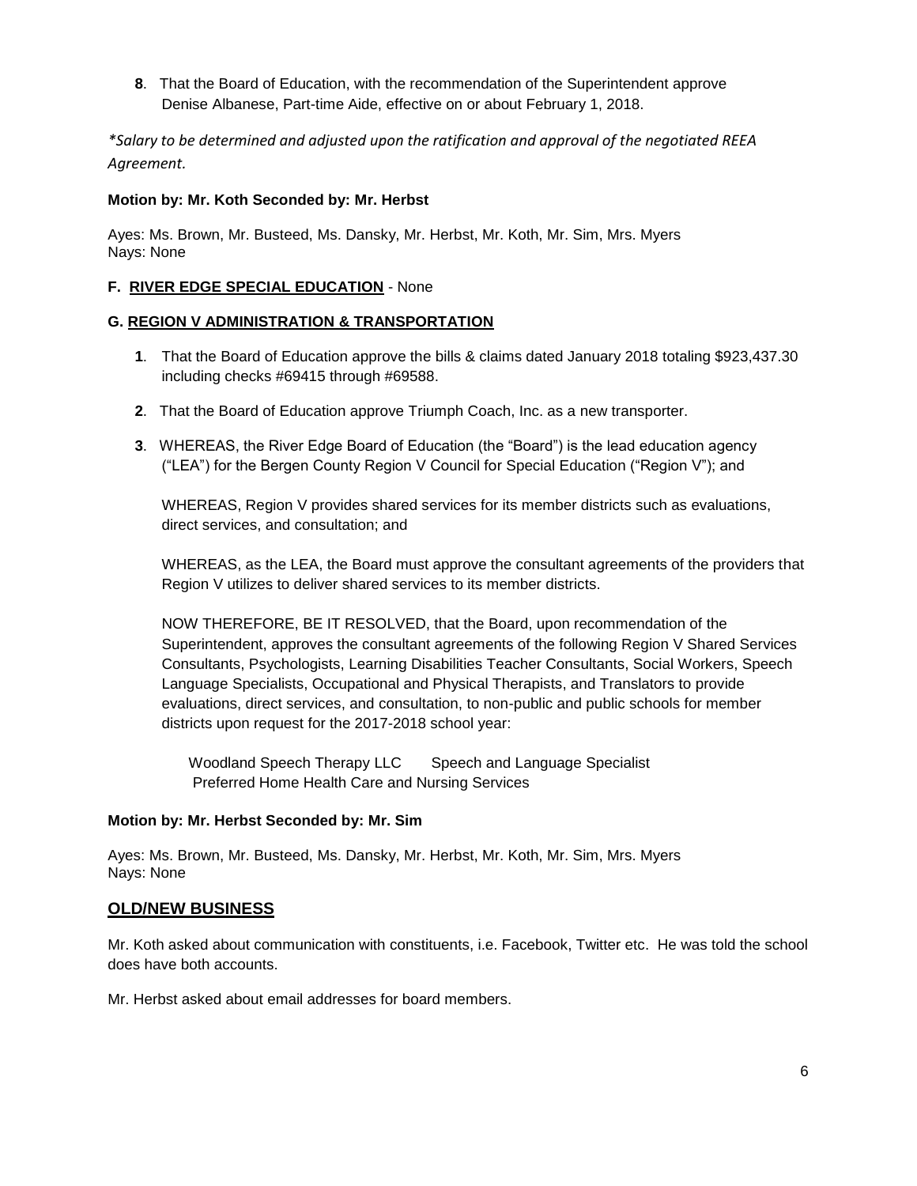**8**. That the Board of Education, with the recommendation of the Superintendent approve Denise Albanese, Part-time Aide, effective on or about February 1, 2018.

*\*Salary to be determined and adjusted upon the ratification and approval of the negotiated REEA Agreement.*

**Motion by: Mr. Koth Seconded by: Mr. Herbst**

Ayes: Ms. Brown, Mr. Busteed, Ms. Dansky, Mr. Herbst, Mr. Koth, Mr. Sim, Mrs. Myers
Nays: None

**F. RIVER EDGE SPECIAL EDUCATION** - None

**G. REGION V ADMINISTRATION & TRANSPORTATION**

**1**. That the Board of Education approve the bills & claims dated January 2018 totaling $923,437.30 including checks #69415 through #69588.

**2**. That the Board of Education approve Triumph Coach, Inc. as a new transporter.

**3**. WHEREAS, the River Edge Board of Education (the "Board") is the lead education agency ("LEA") for the Bergen County Region V Council for Special Education ("Region V"); and

WHEREAS, Region V provides shared services for its member districts such as evaluations, direct services, and consultation; and

WHEREAS, as the LEA, the Board must approve the consultant agreements of the providers that Region V utilizes to deliver shared services to its member districts.

NOW THEREFORE, BE IT RESOLVED, that the Board, upon recommendation of the Superintendent, approves the consultant agreements of the following Region V Shared Services Consultants, Psychologists, Learning Disabilities Teacher Consultants, Social Workers, Speech Language Specialists, Occupational and Physical Therapists, and Translators to provide evaluations, direct services, and consultation, to non-public and public schools for member districts upon request for the 2017-2018 school year:

Woodland Speech Therapy LLC Speech and Language Specialist
Preferred Home Health Care and Nursing Services

**Motion by: Mr. Herbst Seconded by: Mr. Sim**

Ayes: Ms. Brown, Mr. Busteed, Ms. Dansky, Mr. Herbst, Mr. Koth, Mr. Sim, Mrs. Myers
Nays: None

## OLD/NEW BUSINESS

Mr. Koth asked about communication with constituents, i.e. Facebook, Twitter etc. He was told the school does have both accounts.

Mr. Herbst asked about email addresses for board members.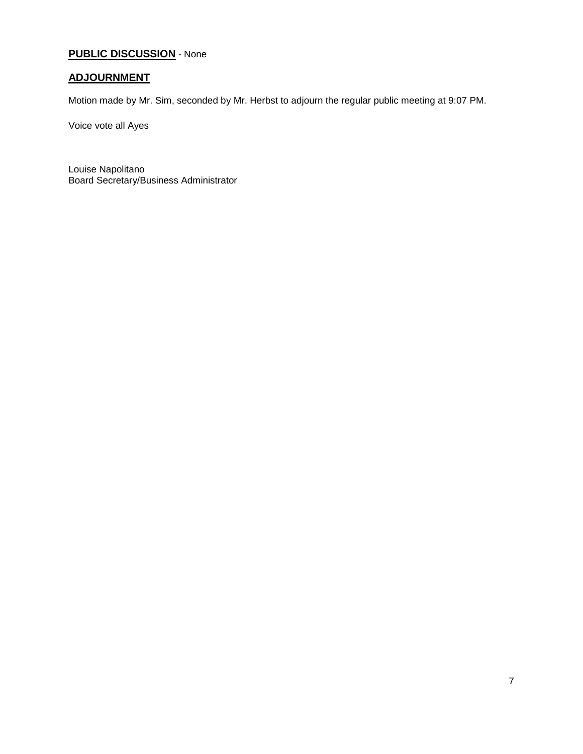**PUBLIC DISCUSSION** - None

**ADJOURNMENT**

Motion made by Mr. Sim, seconded by Mr. Herbst to adjourn the regular public meeting at 9:07 PM.

Voice vote all Ayes

Louise Napolitano
Board Secretary/Business Administrator